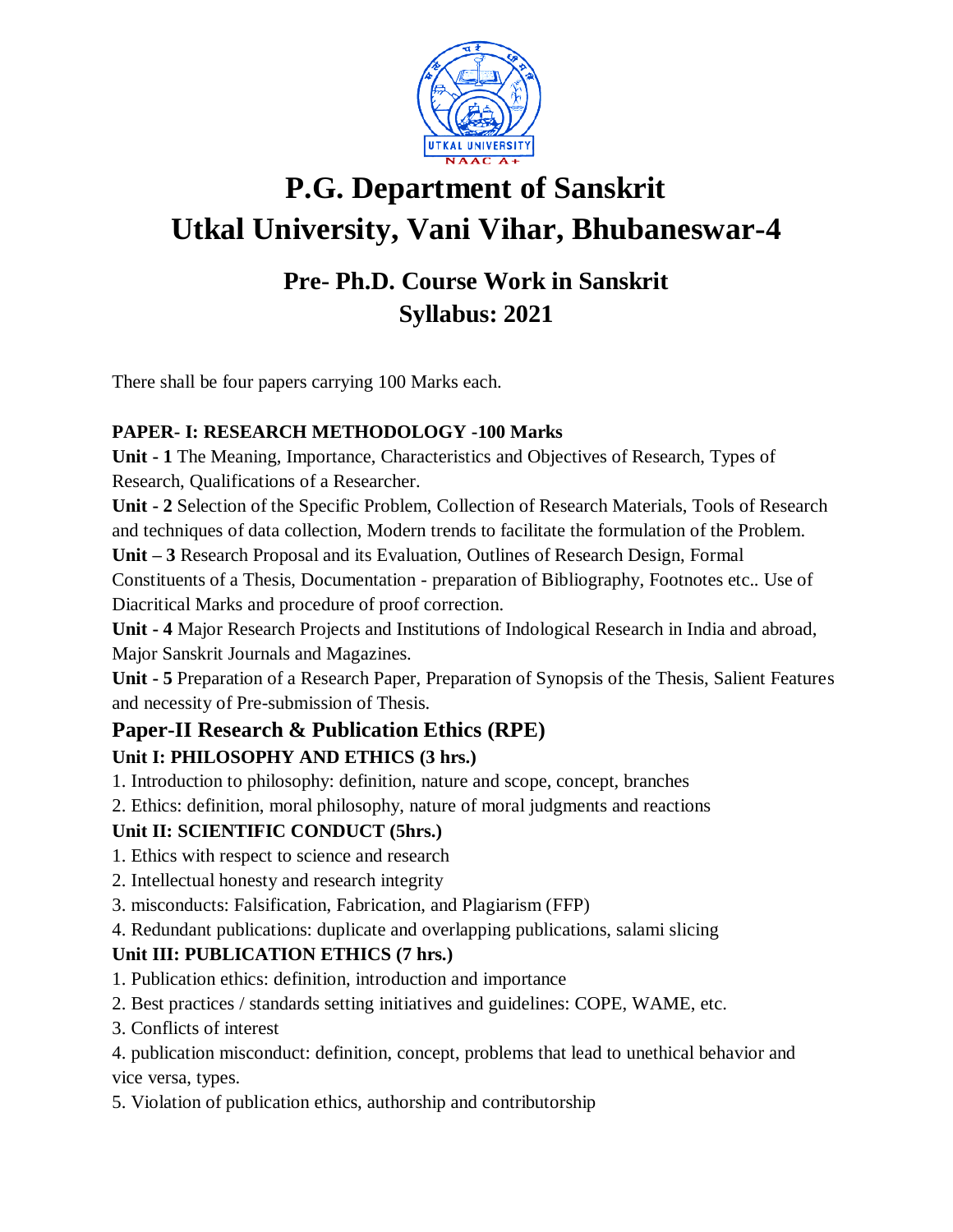# P.G. Department of Sanskrit
# Utkal University, Vani Vihar, Bhubaneswar-4

## Pre- Ph.D. Course Work in Sanskrit
## Syllabus: 2021

There shall be four papers carrying 100 Marks each.

**PAPER- I: RESEARCH METHODOLOGY -100 Marks**

**Unit - 1** The Meaning, Importance, Characteristics and Objectives of Research, Types of Research, Qualifications of a Researcher.

**Unit - 2** Selection of the Specific Problem, Collection of Research Materials, Tools of Research and techniques of data collection, Modern trends to facilitate the formulation of the Problem.

**Unit – 3** Research Proposal and its Evaluation, Outlines of Research Design, Formal Constituents of a Thesis, Documentation - preparation of Bibliography, Footnotes etc.. Use of Diacritical Marks and procedure of proof correction.

**Unit - 4** Major Research Projects and Institutions of Indological Research in India and abroad, Major Sanskrit Journals and Magazines.

**Unit - 5** Preparation of a Research Paper, Preparation of Synopsis of the Thesis, Salient Features and necessity of Pre-submission of Thesis.

### Paper-II Research & Publication Ethics (RPE)

**Unit I: PHILOSOPHY AND ETHICS (3 hrs.)**

1. Introduction to philosophy: definition, nature and scope, concept, branches
2. Ethics: definition, moral philosophy, nature of moral judgments and reactions

**Unit II: SCIENTIFIC CONDUCT (5hrs.)**

1. Ethics with respect to science and research
2. Intellectual honesty and research integrity
3. misconducts: Falsification, Fabrication, and Plagiarism (FFP)
4. Redundant publications: duplicate and overlapping publications, salami slicing

**Unit III: PUBLICATION ETHICS (7 hrs.)**

1. Publication ethics: definition, introduction and importance
2. Best practices / standards setting initiatives and guidelines: COPE, WAME, etc.
3. Conflicts of interest
4. publication misconduct: definition, concept, problems that lead to unethical behavior and vice versa, types.
5. Violation of publication ethics, authorship and contributorship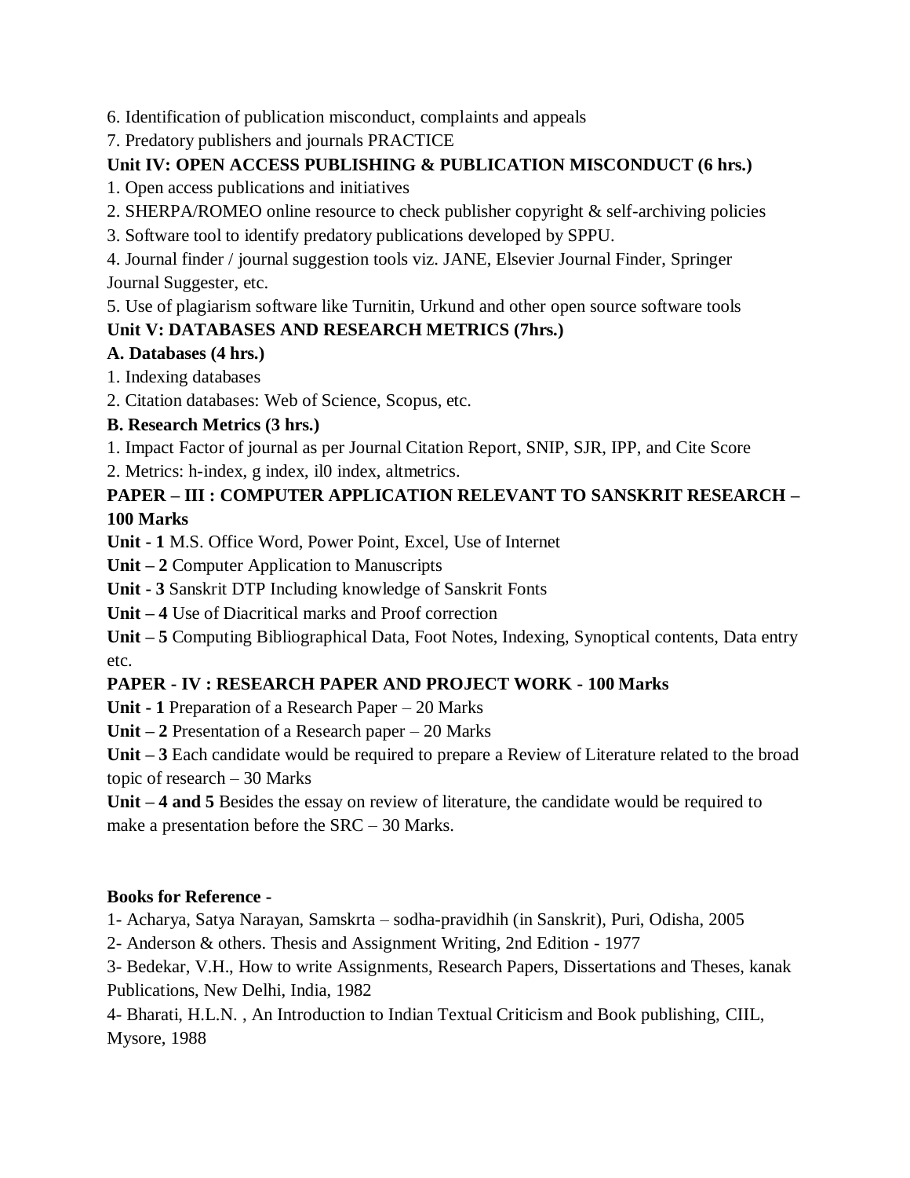6. Identification of publication misconduct, complaints and appeals
7. Predatory publishers and journals PRACTICE

**Unit IV: OPEN ACCESS PUBLISHING & PUBLICATION MISCONDUCT (6 hrs.)**

1. Open access publications and initiatives
2. SHERPA/ROMEO online resource to check publisher copyright & self-archiving policies
3. Software tool to identify predatory publications developed by SPPU.
4. Journal finder / journal suggestion tools viz. JANE, Elsevier Journal Finder, Springer Journal Suggester, etc.
5. Use of plagiarism software like Turnitin, Urkund and other open source software tools

**Unit V: DATABASES AND RESEARCH METRICS (7hrs.)**

**A. Databases (4 hrs.)**

1. Indexing databases
2. Citation databases: Web of Science, Scopus, etc.

**B. Research Metrics (3 hrs.)**

1. Impact Factor of journal as per Journal Citation Report, SNIP, SJR, IPP, and Cite Score
2. Metrics: h-index, g index, il0 index, altmetrics.

**PAPER – III : COMPUTER APPLICATION RELEVANT TO SANSKRIT RESEARCH – 100 Marks**

**Unit - 1** M.S. Office Word, Power Point, Excel, Use of Internet

**Unit – 2** Computer Application to Manuscripts

**Unit - 3** Sanskrit DTP Including knowledge of Sanskrit Fonts

**Unit – 4** Use of Diacritical marks and Proof correction

**Unit – 5** Computing Bibliographical Data, Foot Notes, Indexing, Synoptical contents, Data entry etc.

**PAPER - IV : RESEARCH PAPER AND PROJECT WORK - 100 Marks**

**Unit - 1** Preparation of a Research Paper – 20 Marks

**Unit – 2** Presentation of a Research paper – 20 Marks

**Unit – 3** Each candidate would be required to prepare a Review of Literature related to the broad topic of research – 30 Marks

**Unit – 4 and 5** Besides the essay on review of literature, the candidate would be required to make a presentation before the SRC – 30 Marks.

**Books for Reference -**

1- Acharya, Satya Narayan, Samskrta – sodha-pravidhih (in Sanskrit), Puri, Odisha, 2005

2- Anderson & others. Thesis and Assignment Writing, 2nd Edition - 1977

3- Bedekar, V.H., How to write Assignments, Research Papers, Dissertations and Theses, kanak Publications, New Delhi, India, 1982

4- Bharati, H.L.N. , An Introduction to Indian Textual Criticism and Book publishing, CIIL, Mysore, 1988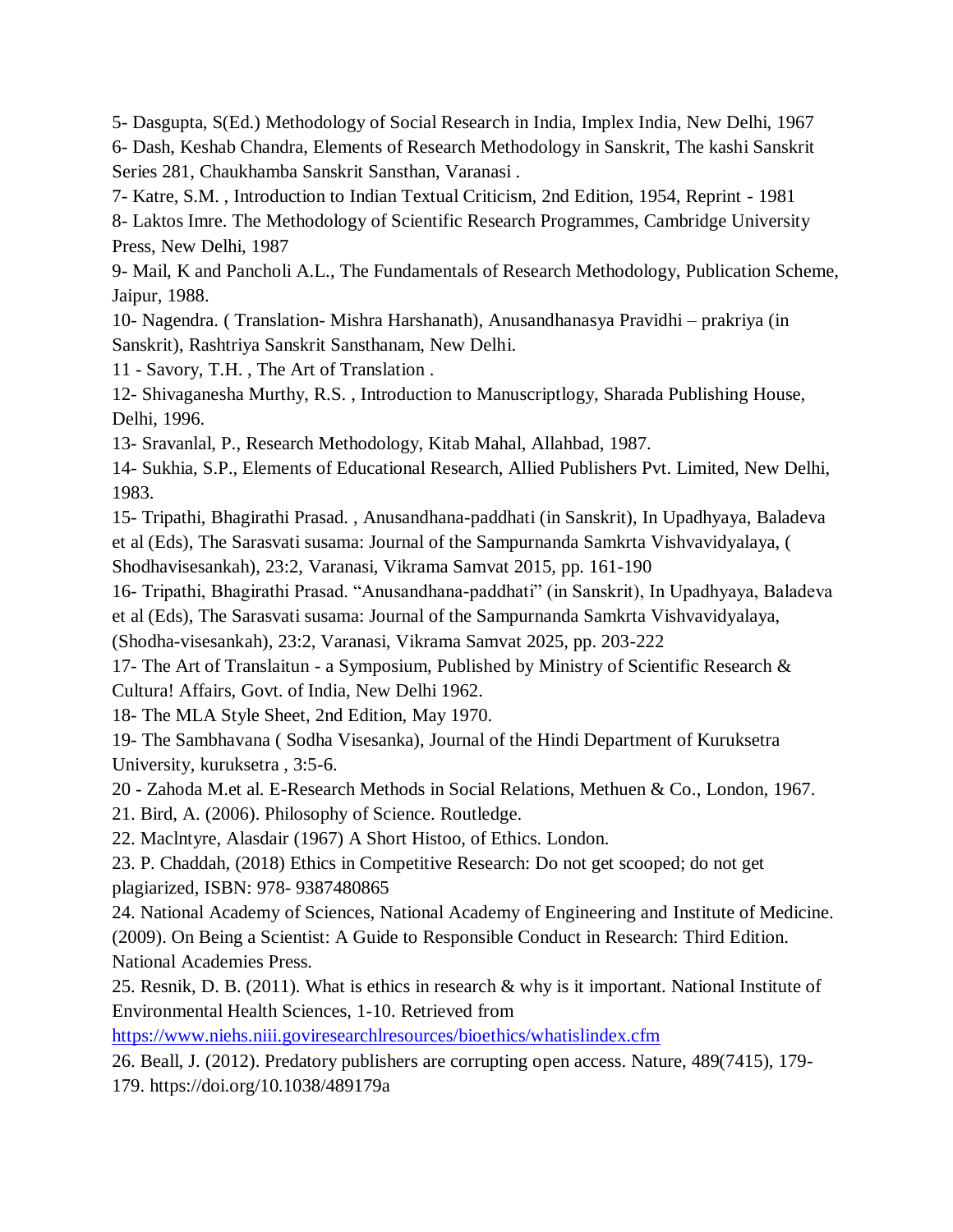5- Dasgupta, S(Ed.) Methodology of Social Research in India, Implex India, New Delhi, 1967

6- Dash, Keshab Chandra, Elements of Research Methodology in Sanskrit, The kashi Sanskrit Series 281, Chaukhamba Sanskrit Sansthan, Varanasi .

7- Katre, S.M. , Introduction to Indian Textual Criticism, 2nd Edition, 1954, Reprint - 1981

8- Laktos Imre. The Methodology of Scientific Research Programmes, Cambridge University Press, New Delhi, 1987

9- Mail, K and Pancholi A.L., The Fundamentals of Research Methodology, Publication Scheme, Jaipur, 1988.

10- Nagendra. ( Translation- Mishra Harshanath), Anusandhanasya Pravidhi – prakriya (in Sanskrit), Rashtriya Sanskrit Sansthanam, New Delhi.

11 - Savory, T.H. , The Art of Translation .

12- Shivaganesha Murthy, R.S. , Introduction to Manuscriptlogy, Sharada Publishing House, Delhi, 1996.

13- Sravanlal, P., Research Methodology, Kitab Mahal, Allahbad, 1987.

14- Sukhia, S.P., Elements of Educational Research, Allied Publishers Pvt. Limited, New Delhi, 1983.

15- Tripathi, Bhagirathi Prasad. , Anusandhana-paddhati (in Sanskrit), In Upadhyaya, Baladeva et al (Eds), The Sarasvati susama: Journal of the Sampurnanda Samkrta Vishvavidyalaya, ( Shodhavisesankah), 23:2, Varanasi, Vikrama Samvat 2015, pp. 161-190

16- Tripathi, Bhagirathi Prasad. "Anusandhana-paddhati" (in Sanskrit), In Upadhyaya, Baladeva et al (Eds), The Sarasvati susama: Journal of the Sampurnanda Samkrta Vishvavidyalaya, (Shodha-visesankah), 23:2, Varanasi, Vikrama Samvat 2025, pp. 203-222

17- The Art of Translaitun - a Symposium, Published by Ministry of Scientific Research & Cultura! Affairs, Govt. of India, New Delhi 1962.

18- The MLA Style Sheet, 2nd Edition, May 1970.

19- The Sambhavana ( Sodha Visesanka), Journal of the Hindi Department of Kuruksetra University, kuruksetra , 3:5-6.

20 - Zahoda M.et al. E-Research Methods in Social Relations, Methuen & Co., London, 1967.

21. Bird, A. (2006). Philosophy of Science. Routledge.

22. Maclntyre, Alasdair (1967) A Short Histoo, of Ethics. London.

23. P. Chaddah, (2018) Ethics in Competitive Research: Do not get scooped; do not get plagiarized, ISBN: 978- 9387480865

24. National Academy of Sciences, National Academy of Engineering and Institute of Medicine. (2009). On Being a Scientist: A Guide to Responsible Conduct in Research: Third Edition. National Academies Press.

25. Resnik, D. B. (2011). What is ethics in research & why is it important. National Institute of Environmental Health Sciences, 1-10. Retrieved from https://www.niehs.niii.goviresearchlresources/bioethics/whatislindex.cfm

26. Beall, J. (2012). Predatory publishers are corrupting open access. Nature, 489(7415), 179-179. https://doi.org/10.1038/489179a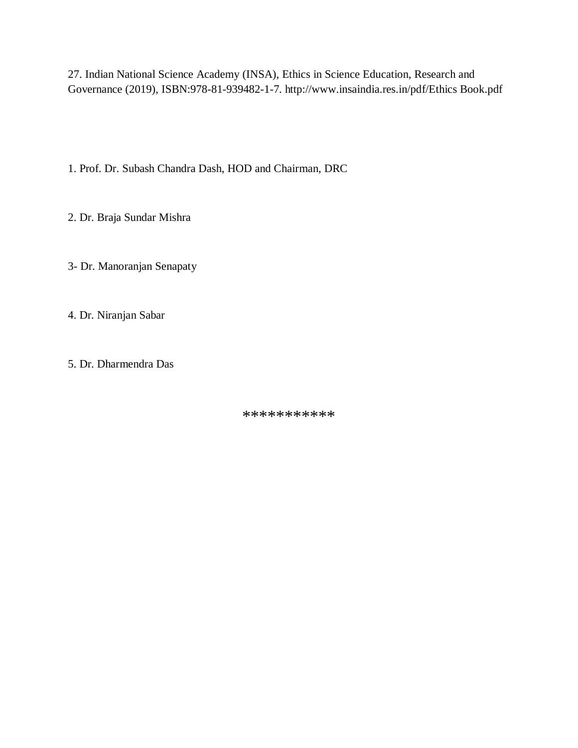27. Indian National Science Academy (INSA), Ethics in Science Education, Research and Governance (2019), ISBN:978-81-939482-1-7. http://www.insaindia.res.in/pdf/Ethics Book.pdf

1. Prof. Dr. Subash Chandra Dash, HOD and Chairman, DRC

2. Dr. Braja Sundar Mishra

3- Dr. Manoranjan Senapaty

4. Dr. Niranjan Sabar

5. Dr. Dharmendra Das

***********